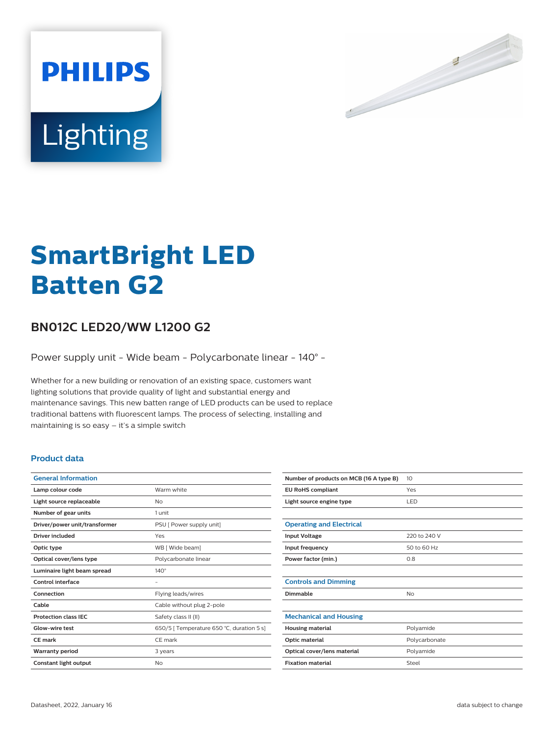PHILIPS

Lighting

# SmartBright LED Batten G2

## BN012C LED20/WW L1200 G2

Power supply unit - Wide beam - Polycarbonate linear - 140° -

Whether for a new building or renovation of an existing space, customers want lighting solutions that provide quality of light and substantial energy and maintenance savings. This new batten range of LED products can be used to replace traditional battens with fluorescent lamps. The process of selecting, installing and maintaining is so easy – it's a simple switch

### Product data

| General Information | |
|---|---|
| Lamp colour code | Warm white |
| Light source replaceable | No |
| Number of gear units | 1 unit |
| Driver/power unit/transformer | PSU [ Power supply unit] |
| Driver included | Yes |
| Optic type | WB [ Wide beam] |
| Optical cover/lens type | Polycarbonate linear |
| Luminaire light beam spread | 140° |
| Control interface | - |
| Connection | Flying leads/wires |
| Cable | Cable without plug 2-pole |
| Protection class IEC | Safety class II (II) |
| Glow-wire test | 650/5 [ Temperature 650 °C, duration 5 s] |
| CE mark | CE mark |
| Warranty period | 3 years |
| Constant light output | No |
| Number of products on MCB (16 A type B) | 10 |
| EU RoHS compliant | Yes |
| Light source engine type | LED |

| Operating and Electrical | |
|---|---|
| Input Voltage | 220 to 240 V |
| Input frequency | 50 to 60 Hz |
| Power factor (min.) | 0.8 |

| Controls and Dimming | |
|---|---|
| Dimmable | No |

| Mechanical and Housing | |
|---|---|
| Housing material | Polyamide |
| Optic material | Polycarbonate |
| Optical cover/lens material | Polyamide |
| Fixation material | Steel |

Datasheet, 2022, January 16

data subject to change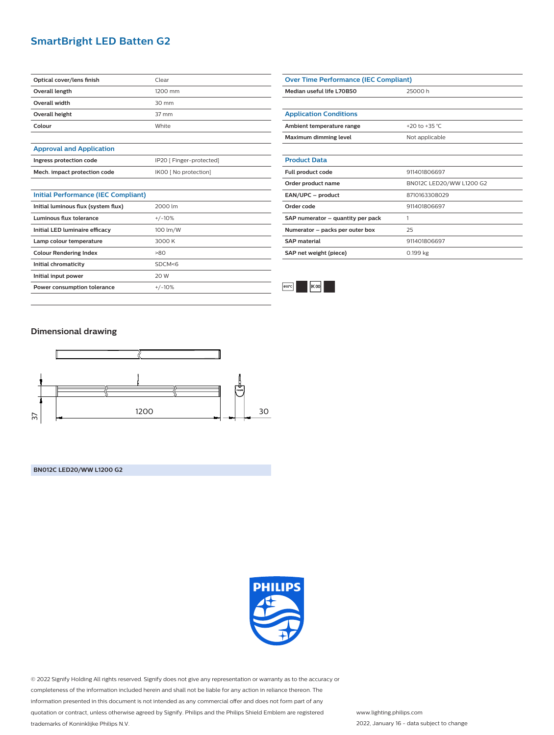# SmartBright LED Batten G2

| | |
|---|---|
| Optical cover/lens finish | Clear |
| Overall length | 1200 mm |
| Overall width | 30 mm |
| Overall height | 37 mm |
| Colour | White |

## Approval and Application

| | |
|---|---|
| Ingress protection code | IP20 [ Finger-protected] |
| Mech. impact protection code | IK00 [ No protection] |

## Initial Performance (IEC Compliant)

| | |
|---|---|
| Initial luminous flux (system flux) | 2000 lm |
| Luminous flux tolerance | +/-10% |
| Initial LED luminaire efficacy | 100 lm/W |
| Lamp colour temperature | 3000 K |
| Colour Rendering Index | >80 |
| Initial chromaticity | SDCM<6 |
| Initial input power | 20 W |
| Power consumption tolerance | +/-10% |

## Over Time Performance (IEC Compliant)

| | |
|---|---|
| Median useful life L70B50 | 25000 h |

## Application Conditions

| | |
|---|---|
| Ambient temperature range | +20 to +35 °C |
| Maximum dimming level | Not applicable |

## Product Data

| | |
|---|---|
| Full product code | 911401806697 |
| Order product name | BN012C LED20/WW L1200 G2 |
| EAN/UPC – product | 8710163308029 |
| Order code | 911401806697 |
| SAP numerator – quantity per pack | 1 |
| Numerator – packs per outer box | 25 |
| SAP material | 911401806697 |
| SAP net weight (piece) | 0.199 kg |

650°C IK00

## Dimensional drawing

37
1200
30

**BN012C LED20/WW L1200 G2**

© 2022 Signify Holding All rights reserved. Signify does not give any representation or warranty as to the accuracy or completeness of the information included herein and shall not be liable for any action in reliance thereon. The information presented in this document is not intended as any commercial offer and does not form part of any quotation or contract, unless otherwise agreed by Signify. Philips and the Philips Shield Emblem are registered trademarks of Koninklijke Philips N.V.

www.lighting.philips.com
2022, January 16 - data subject to change